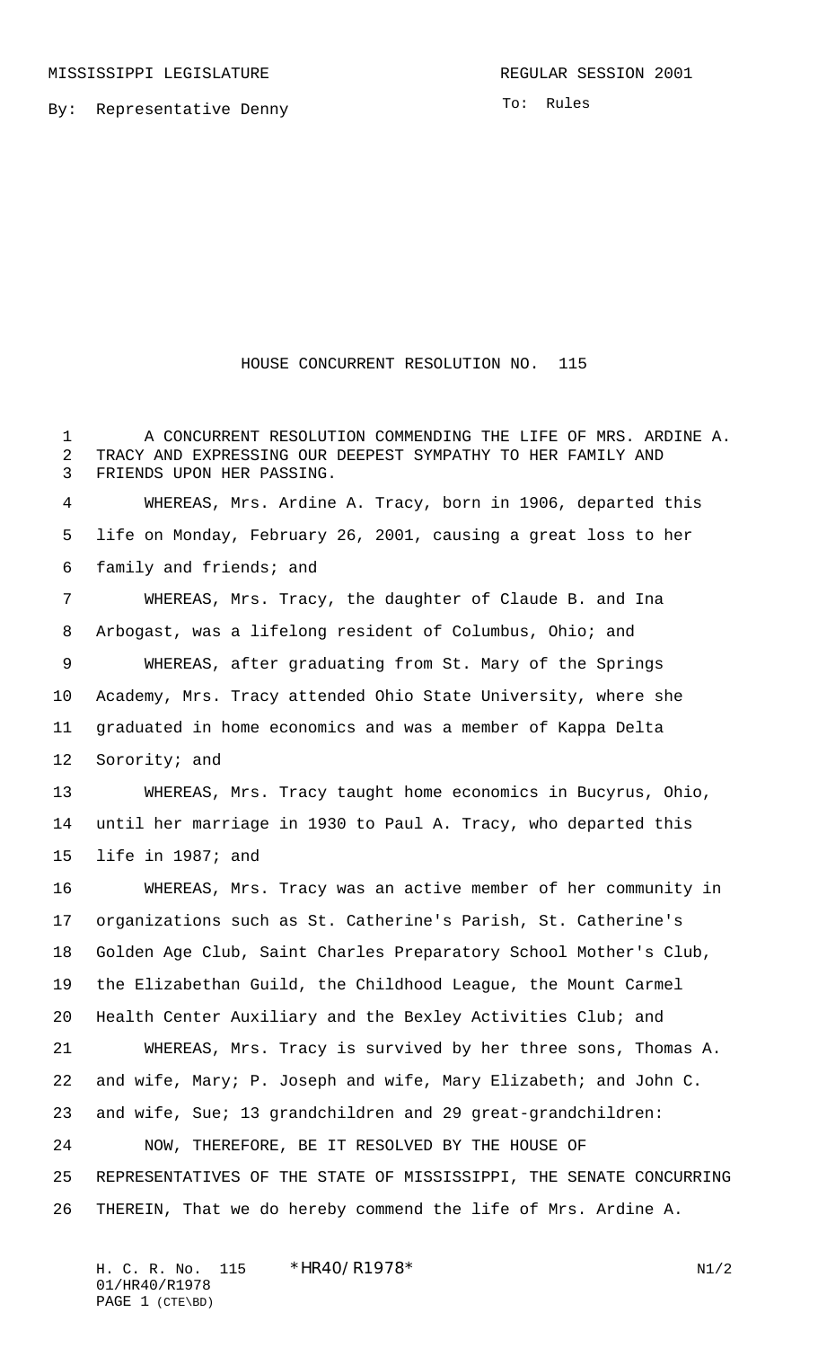MISSISSIPPI LEGISLATURE — REGULAR SESSION 2001

By: Representative Denny

To: Rules

# HOUSE CONCURRENT RESOLUTION NO. 115

A CONCURRENT RESOLUTION COMMENDING THE LIFE OF MRS. ARDINE A. TRACY AND EXPRESSING OUR DEEPEST SYMPATHY TO HER FAMILY AND FRIENDS UPON HER PASSING.

WHEREAS, Mrs. Ardine A. Tracy, born in 1906, departed this life on Monday, February 26, 2001, causing a great loss to her family and friends; and

WHEREAS, Mrs. Tracy, the daughter of Claude B. and Ina Arbogast, was a lifelong resident of Columbus, Ohio; and

WHEREAS, after graduating from St. Mary of the Springs Academy, Mrs. Tracy attended Ohio State University, where she graduated in home economics and was a member of Kappa Delta Sorority; and

WHEREAS, Mrs. Tracy taught home economics in Bucyrus, Ohio, until her marriage in 1930 to Paul A. Tracy, who departed this life in 1987; and

WHEREAS, Mrs. Tracy was an active member of her community in organizations such as St. Catherine's Parish, St. Catherine's Golden Age Club, Saint Charles Preparatory School Mother's Club, the Elizabethan Guild, the Childhood League, the Mount Carmel Health Center Auxiliary and the Bexley Activities Club; and

WHEREAS, Mrs. Tracy is survived by her three sons, Thomas A. and wife, Mary; P. Joseph and wife, Mary Elizabeth; and John C. and wife, Sue; 13 grandchildren and 29 great-grandchildren:

NOW, THEREFORE, BE IT RESOLVED BY THE HOUSE OF REPRESENTATIVES OF THE STATE OF MISSISSIPPI, THE SENATE CONCURRING THEREIN, That we do hereby commend the life of Mrs. Ardine A.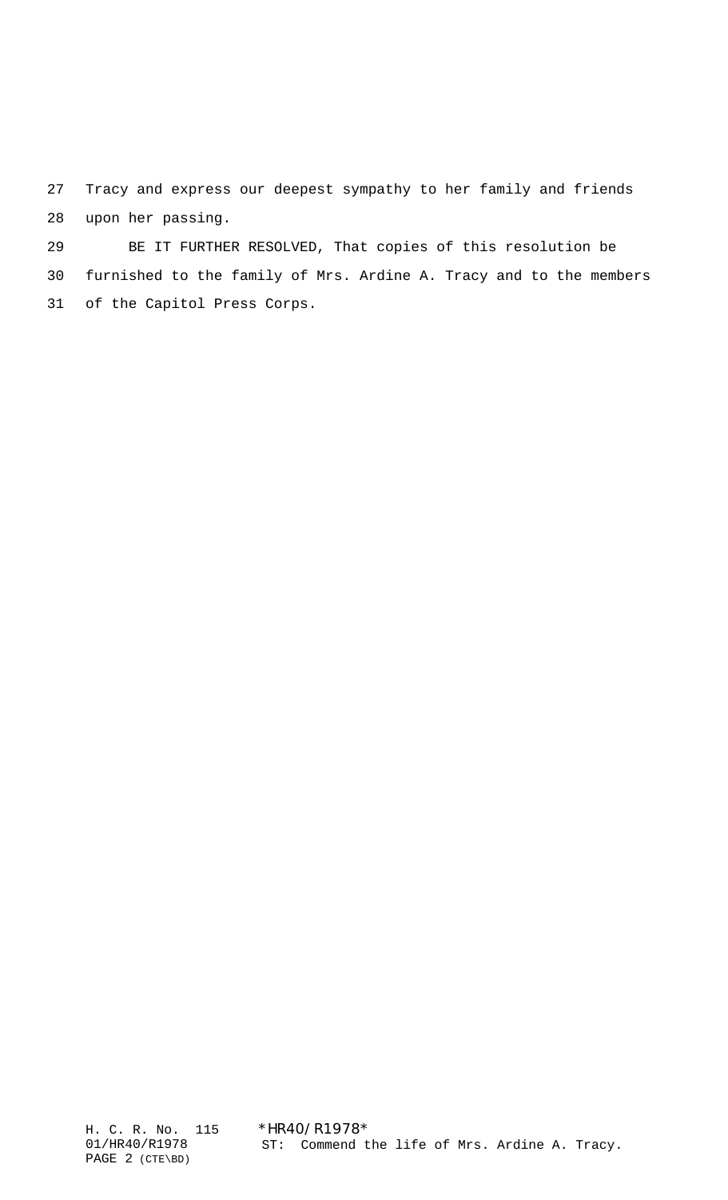Tracy and express our deepest sympathy to her family and friends upon her passing.

BE IT FURTHER RESOLVED, That copies of this resolution be furnished to the family of Mrs. Ardine A. Tracy and to the members of the Capitol Press Corps.